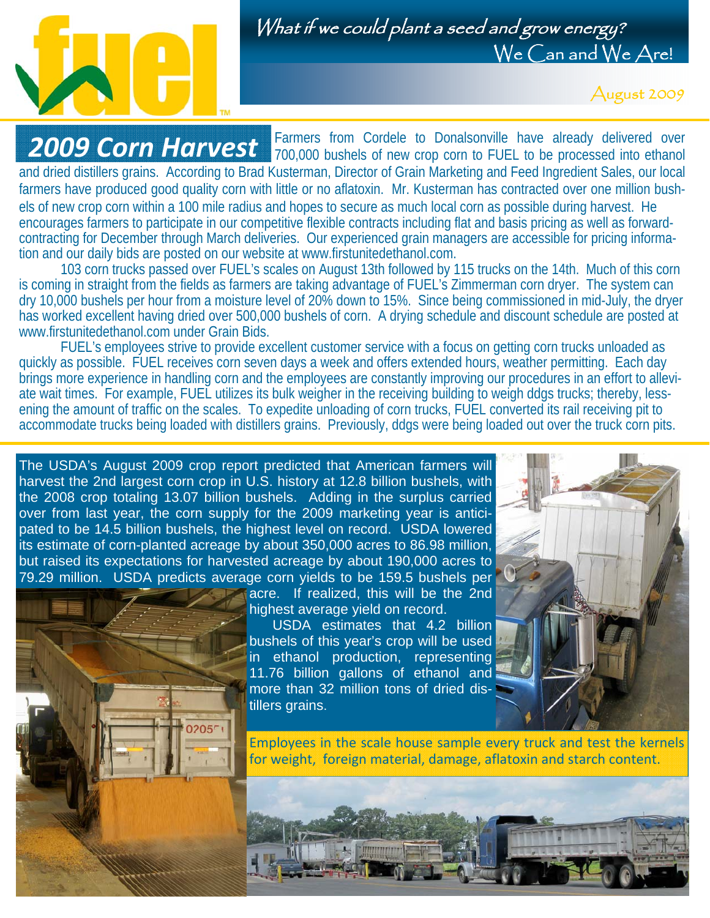fuel

*What if we could plant a seed and grow energy?*
We Can and We Are!

August 2009

## 2009 Corn Harvest

Farmers from Cordele to Donalsonville have already delivered over 700,000 bushels of new crop corn to FUEL to be processed into ethanol and dried distillers grains. According to Brad Kusterman, Director of Grain Marketing and Feed Ingredient Sales, our local farmers have produced good quality corn with little or no aflatoxin. Mr. Kusterman has contracted over one million bushels of new crop corn within a 100 mile radius and hopes to secure as much local corn as possible during harvest. He encourages farmers to participate in our competitive flexible contracts including flat and basis pricing as well as forward-contracting for December through March deliveries. Our experienced grain managers are accessible for pricing information and our daily bids are posted on our website at www.firstunitedethanol.com.

103 corn trucks passed over FUEL's scales on August 13th followed by 115 trucks on the 14th. Much of this corn is coming in straight from the fields as farmers are taking advantage of FUEL's Zimmerman corn dryer. The system can dry 10,000 bushels per hour from a moisture level of 20% down to 15%. Since being commissioned in mid-July, the dryer has worked excellent having dried over 500,000 bushels of corn. A drying schedule and discount schedule are posted at www.firstunitedethanol.com under Grain Bids.

FUEL's employees strive to provide excellent customer service with a focus on getting corn trucks unloaded as quickly as possible. FUEL receives corn seven days a week and offers extended hours, weather permitting. Each day brings more experience in handling corn and the employees are constantly improving our procedures in an effort to alleviate wait times. For example, FUEL utilizes its bulk weigher in the receiving building to weigh ddgs trucks; thereby, lessening the amount of traffic on the scales. To expedite unloading of corn trucks, FUEL converted its rail receiving pit to accommodate trucks being loaded with distillers grains. Previously, ddgs were being loaded out over the truck corn pits.

The USDA's August 2009 crop report predicted that American farmers will harvest the 2nd largest corn crop in U.S. history at 12.8 billion bushels, with the 2008 crop totaling 13.07 billion bushels. Adding in the surplus carried over from last year, the corn supply for the 2009 marketing year is anticipated to be 14.5 billion bushels, the highest level on record. USDA lowered its estimate of corn-planted acreage by about 350,000 acres to 86.98 million, but raised its expectations for harvested acreage by about 190,000 acres to 79.29 million. USDA predicts average corn yields to be 159.5 bushels per acre. If realized, this will be the 2nd highest average yield on record.

USDA estimates that 4.2 billion bushels of this year's crop will be used in ethanol production, representing 11.76 billion gallons of ethanol and more than 32 million tons of dried distillers grains.

Employees in the scale house sample every truck and test the kernels for weight, foreign material, damage, aflatoxin and starch content.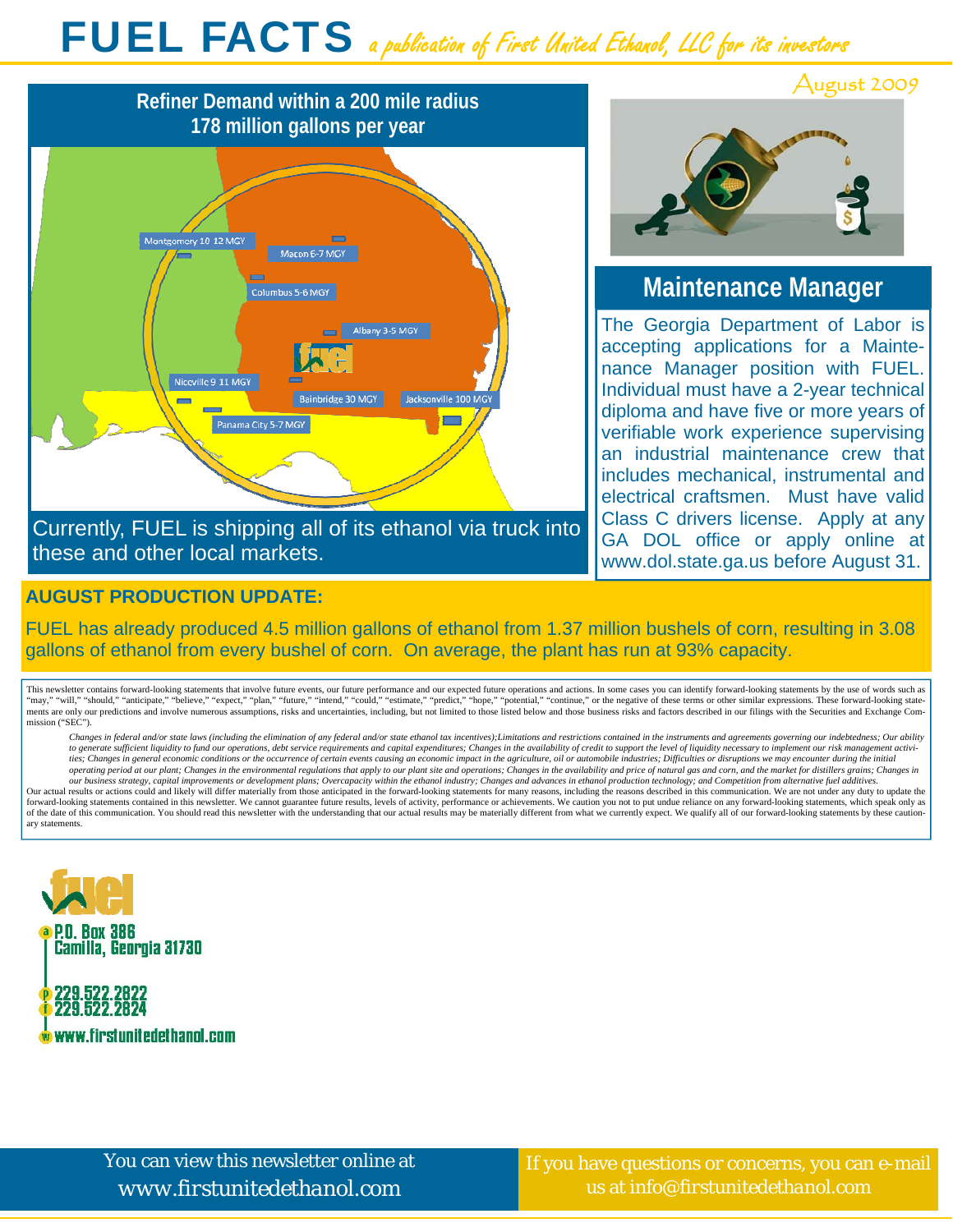# FUEL FACTS *a publication of First United Ethanol, LLC for its investors*

August 2009

## Refiner Demand within a 200 mile radius 178 million gallons per year

Montgomery 10 12 MGY

Macon 6-7 MGY

Columbus 5-6 MGY

Albany 3-5 MGY

Niceville 9 11 MGY

Bainbridge 30 MGY

Jacksonville 100 MGY

Panama City 5-7 MGY

Currently, FUEL is shipping all of its ethanol via truck into these and other local markets.

## Maintenance Manager

The Georgia Department of Labor is accepting applications for a Maintenance Manager position with FUEL. Individual must have a 2-year technical diploma and have five or more years of verifiable work experience supervising an industrial maintenance crew that includes mechanical, instrumental and electrical craftsmen. Must have valid Class C drivers license. Apply at any GA DOL office or apply online at www.dol.state.ga.us before August 31.

### AUGUST PRODUCTION UPDATE:

FUEL has already produced 4.5 million gallons of ethanol from 1.37 million bushels of corn, resulting in 3.08 gallons of ethanol from every bushel of corn. On average, the plant has run at 93% capacity.

This newsletter contains forward-looking statements that involve future events, our future performance and our expected future operations and actions. In some cases you can identify forward-looking statements by the use of words such as "may," "will," "should," "anticipate," "believe," "expect," "plan," "future," "intend," "could," "estimate," "predict," "hope," "potential," "continue," or the negative of these terms or other similar expressions. These forward-looking statements are only our predictions and involve numerous assumptions, risks and uncertainties, including, but not limited to those listed below and those business risks and factors described in our filings with the Securities and Exchange Commission ("SEC").

*Changes in federal and/or state laws (including the elimination of any federal and/or state ethanol tax incentives);Limitations and restrictions contained in the instruments and agreements governing our indebtedness; Our ability to generate sufficient liquidity to fund our operations, debt service requirements and capital expenditures; Changes in the availability of credit to support the level of liquidity necessary to implement our risk management activities; Changes in general economic conditions or the occurrence of certain events causing an economic impact in the agriculture, oil or automobile industries; Difficulties or disruptions we may encounter during the initial operating period at our plant; Changes in the environmental regulations that apply to our plant site and operations; Changes in the availability and price of natural gas and corn, and the market for distillers grains; Changes in our business strategy, capital improvements or development plans; Overcapacity within the ethanol industry; Changes and advances in ethanol production technology; and Competition from alternative fuel additives.*

Our actual results or actions could and likely will differ materially from those anticipated in the forward-looking statements for many reasons, including the reasons described in this communication. We are not under any duty to update the forward-looking statements contained in this newsletter. We cannot guarantee future results, levels of activity, performance or achievements. We caution you not to put undue reliance on any forward-looking statements, which speak only as of the date of this communication. You should read this newsletter with the understanding that our actual results may be materially different from what we currently expect. We qualify all of our forward-looking statements by these cautionary statements.

fuel

a P.O. Box 386
Camilla, Georgia 31730

p 229.522.2822
f 229.522.2824

w www.firstunitedethanol.com

You can view this newsletter online at www.firstunitedethanol.com

If you have questions or concerns, you can e-mail us at info@firstunitedethanol.com